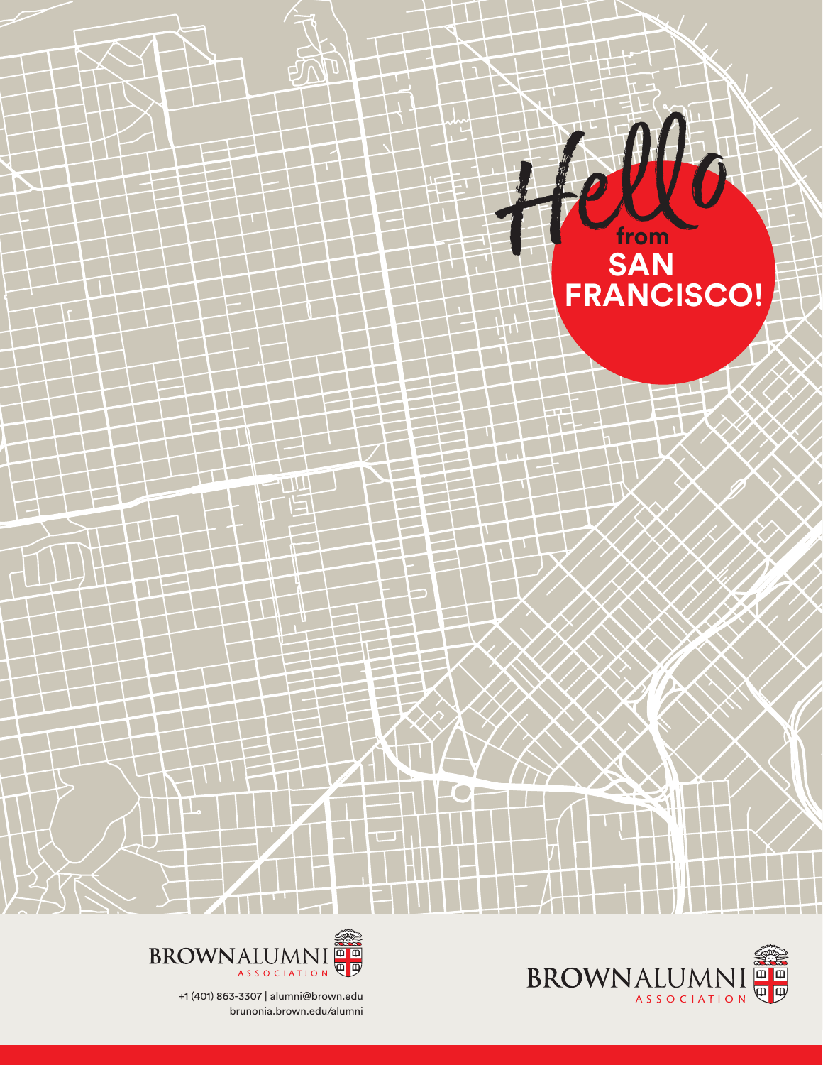# Hello from SAN FRANCISCO!

BROWN ALUMNI ASSOCIATION

+1 (401) 863-3307 | alumni@brown.edu
brunonia.brown.edu/alumni

BROWN ALUMNI ASSOCIATION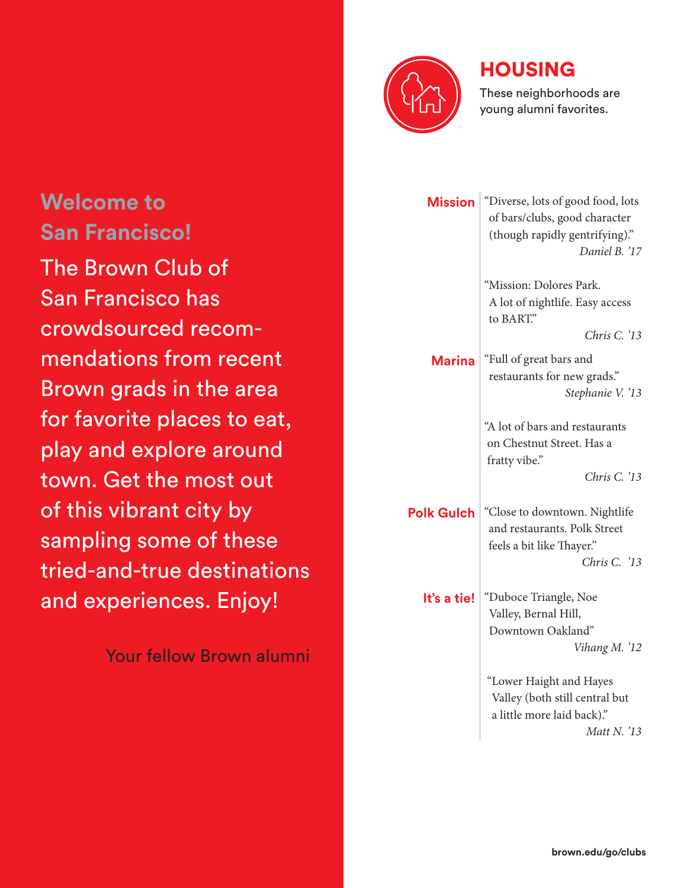## Welcome to San Francisco!

The Brown Club of San Francisco has crowdsourced recommendations from recent Brown grads in the area for favorite places to eat, play and explore around town. Get the most out of this vibrant city by sampling some of these tried-and-true destinations and experiences. Enjoy!

Your fellow Brown alumni

# HOUSING

These neighborhoods are young alumni favorites.

**Mission**

"Diverse, lots of good food, lots of bars/clubs, good character (though rapidly gentrifying)."
*Daniel B. '17*

"Mission: Dolores Park. A lot of nightlife. Easy access to BART."
*Chris C. '13*

**Marina**

"Full of great bars and restaurants for new grads."
*Stephanie V. '13*

"A lot of bars and restaurants on Chestnut Street. Has a fratty vibe."
*Chris C. '13*

**Polk Gulch**

"Close to downtown. Nightlife and restaurants. Polk Street feels a bit like Thayer."
*Chris C. '13*

**It's a tie!**

"Duboce Triangle, Noe Valley, Bernal Hill, Downtown Oakland"
*Vihang M. '12*

"Lower Haight and Hayes Valley (both still central but a little more laid back)."
*Matt N. '13*

brown.edu/go/clubs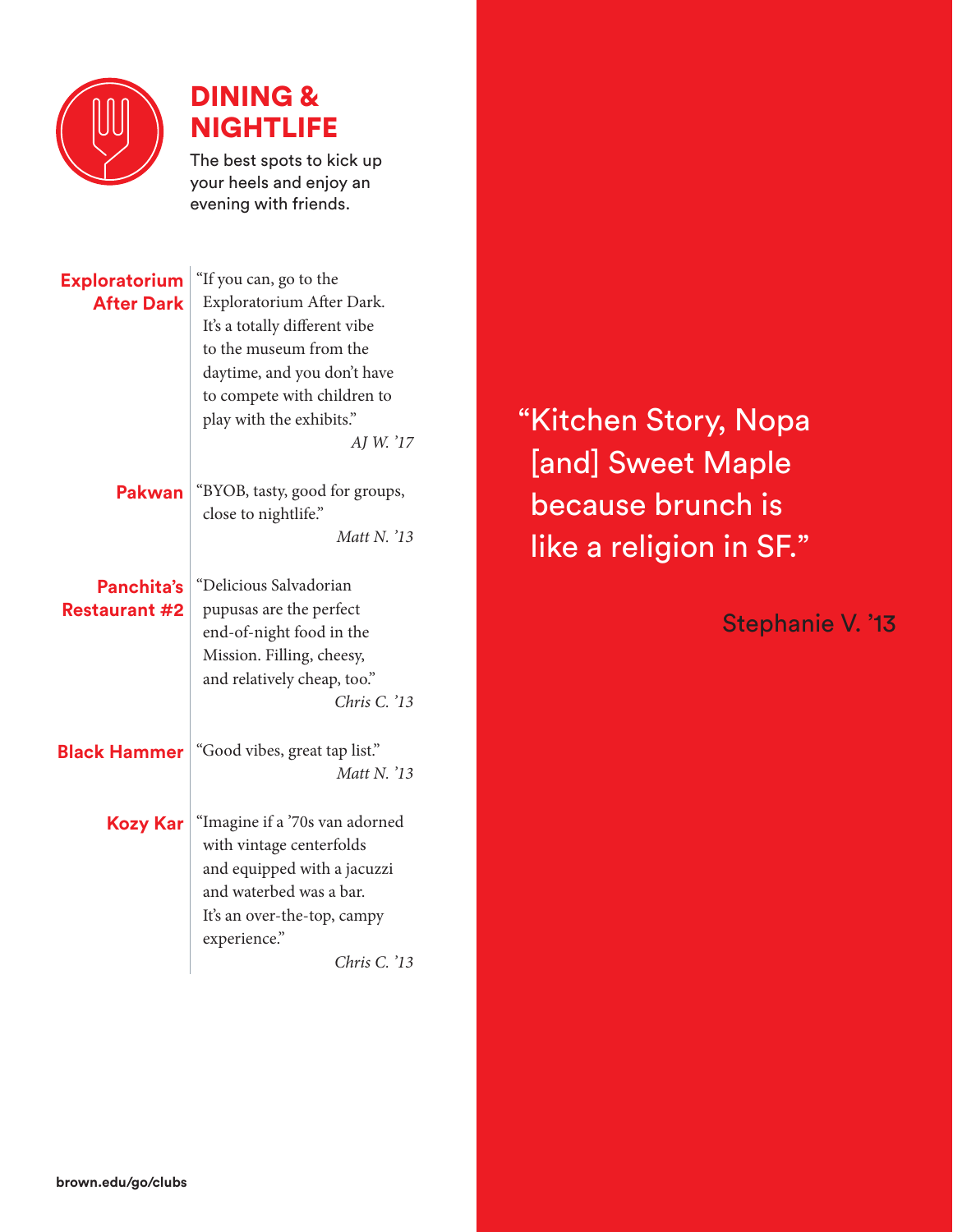# DINING & NIGHTLIFE

The best spots to kick up your heels and enjoy an evening with friends.

**Exploratorium After Dark**

"If you can, go to the Exploratorium After Dark. It's a totally different vibe to the museum from the daytime, and you don't have to compete with children to play with the exhibits."

*AJ W. '17*

**Pakwan**

"BYOB, tasty, good for groups, close to nightlife."

*Matt N. '13*

**Panchita's Restaurant #2**

"Delicious Salvadorian pupusas are the perfect end-of-night food in the Mission. Filling, cheesy, and relatively cheap, too."

*Chris C. '13*

**Black Hammer**

"Good vibes, great tap list."

*Matt N. '13*

**Kozy Kar**

"Imagine if a '70s van adorned with vintage centerfolds and equipped with a jacuzzi and waterbed was a bar. It's an over-the-top, campy experience."

*Chris C. '13*

"Kitchen Story, Nopa [and] Sweet Maple because brunch is like a religion in SF."

Stephanie V. '13

brown.edu/go/clubs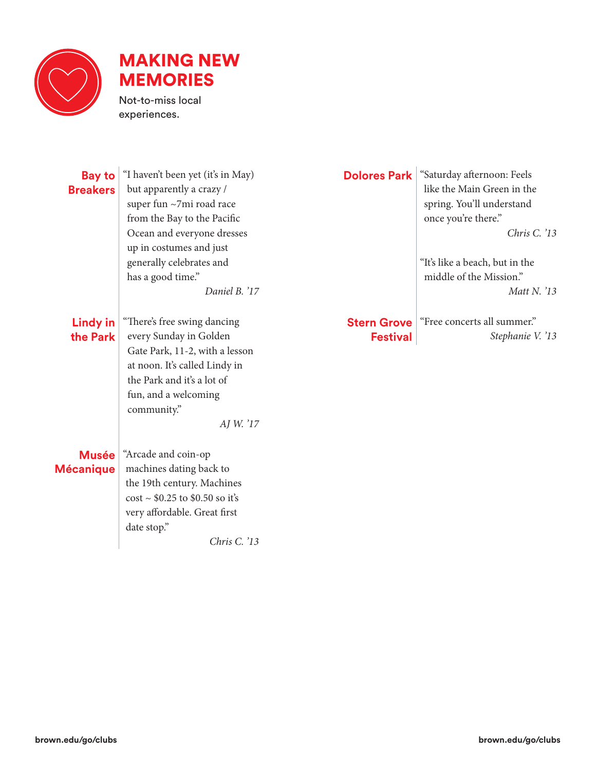# MAKING NEW MEMORIES

Not-to-miss local experiences.

**Bay to Breakers**

"I haven't been yet (it's in May) but apparently a crazy / super fun ~7mi road race from the Bay to the Pacific Ocean and everyone dresses up in costumes and just generally celebrates and has a good time."

*Daniel B. '17*

**Lindy in the Park**

"There's free swing dancing every Sunday in Golden Gate Park, 11-2, with a lesson at noon. It's called Lindy in the Park and it's a lot of fun, and a welcoming community."

*AJ W. '17*

**Musée Mécanique**

"Arcade and coin-op machines dating back to the 19th century. Machines cost ~ $0.25 to $0.50 so it's very affordable. Great first date stop."

*Chris C. '13*

**Dolores Park**

"Saturday afternoon: Feels like the Main Green in the spring. You'll understand once you're there."

*Chris C. '13*

"It's like a beach, but in the middle of the Mission."

*Matt N. '13*

**Stern Grove Festival**

"Free concerts all summer."

*Stephanie V. '13*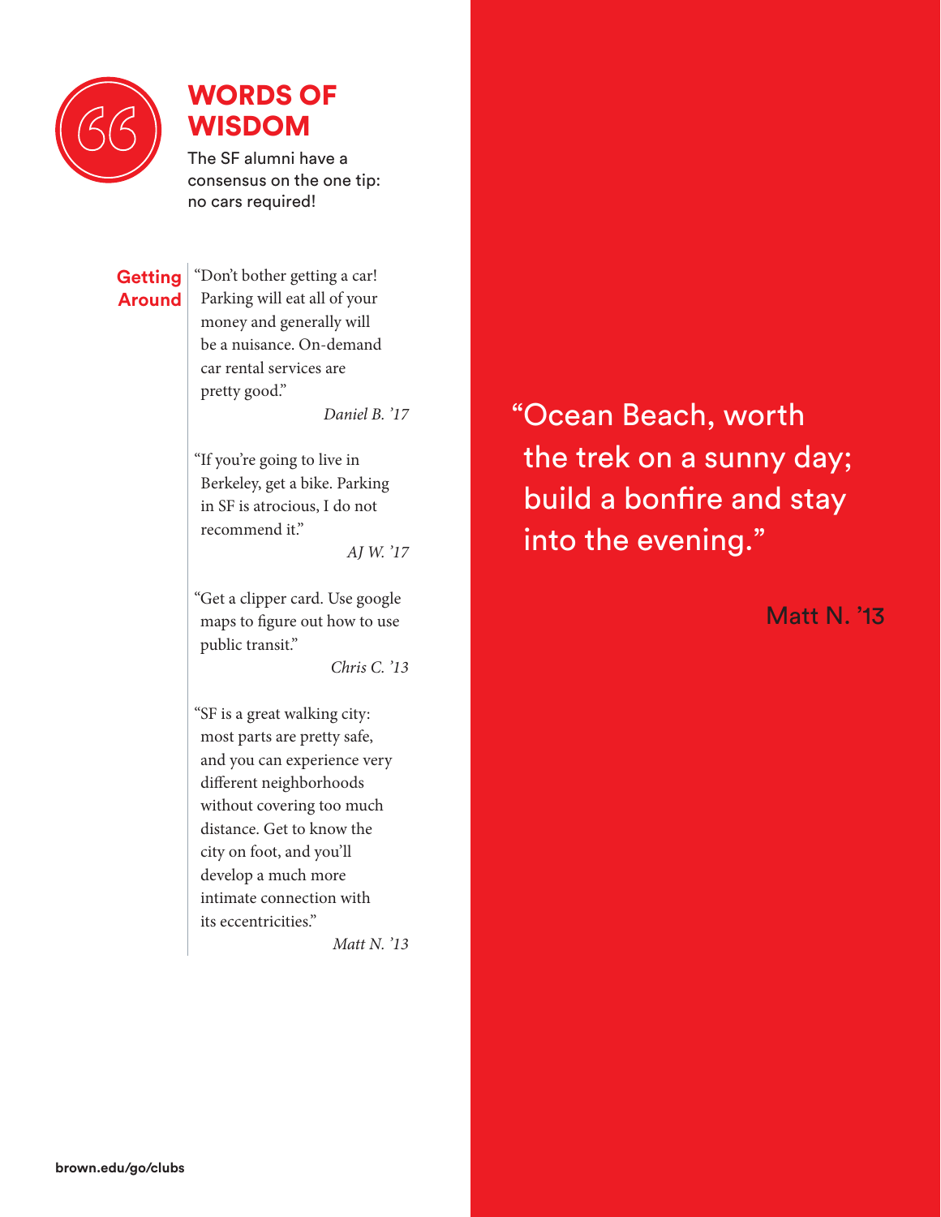## WORDS OF WISDOM

The SF alumni have a consensus on the one tip: no cars required!

### Getting Around

"Don't bother getting a car! Parking will eat all of your money and generally will be a nuisance. On-demand car rental services are pretty good."

*Daniel B. '17*

"If you're going to live in Berkeley, get a bike. Parking in SF is atrocious, I do not recommend it."

*AJ W. '17*

"Get a clipper card. Use google maps to figure out how to use public transit."

*Chris C. '13*

"SF is a great walking city: most parts are pretty safe, and you can experience very different neighborhoods without covering too much distance. Get to know the city on foot, and you'll develop a much more intimate connection with its eccentricities."

*Matt N. '13*

"Ocean Beach, worth the trek on a sunny day; build a bonfire and stay into the evening."

Matt N. '13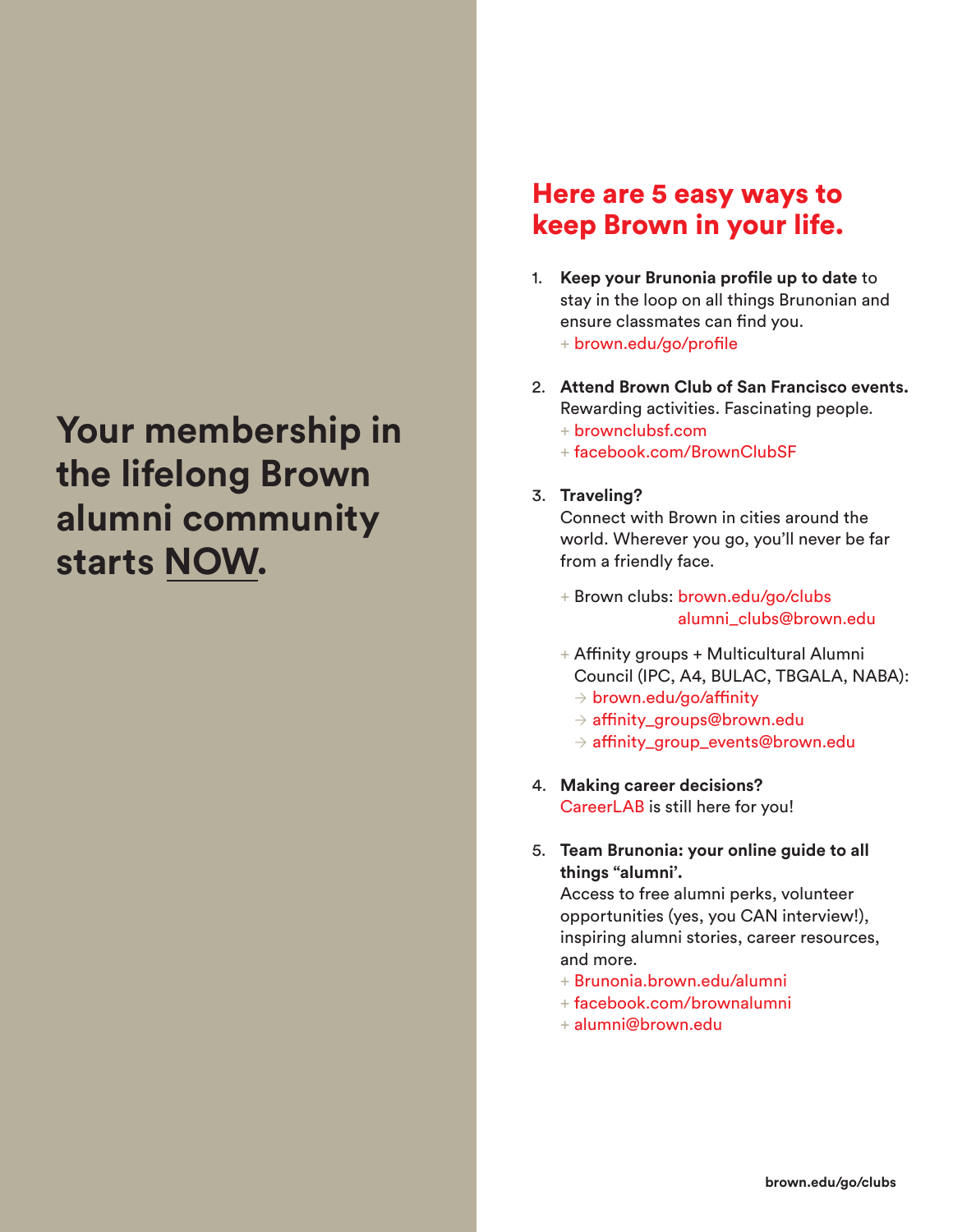# Your membership in the lifelong Brown alumni community starts NOW.

## Here are 5 easy ways to keep Brown in your life.

1. **Keep your Brunonia profile up to date** to stay in the loop on all things Brunonian and ensure classmates can find you.
   + brown.edu/go/profile

2. **Attend Brown Club of San Francisco events.** Rewarding activities. Fascinating people.
   + brownclubsf.com
   + facebook.com/BrownClubSF

3. **Traveling?**
   Connect with Brown in cities around the world. Wherever you go, you'll never be far from a friendly face.

   + Brown clubs: brown.edu/go/clubs
     alumni_clubs@brown.edu

   + Affinity groups + Multicultural Alumni Council (IPC, A4, BULAC, TBGALA, NABA):
     → brown.edu/go/affinity
     → affinity_groups@brown.edu
     → affinity_group_events@brown.edu

4. **Making career decisions?**
   CareerLAB is still here for you!

5. **Team Brunonia: your online guide to all things "alumni'.**
   Access to free alumni perks, volunteer opportunities (yes, you CAN interview!), inspiring alumni stories, career resources, and more.
   + Brunonia.brown.edu/alumni
   + facebook.com/brownalumni
   + alumni@brown.edu

**brown.edu/go/clubs**